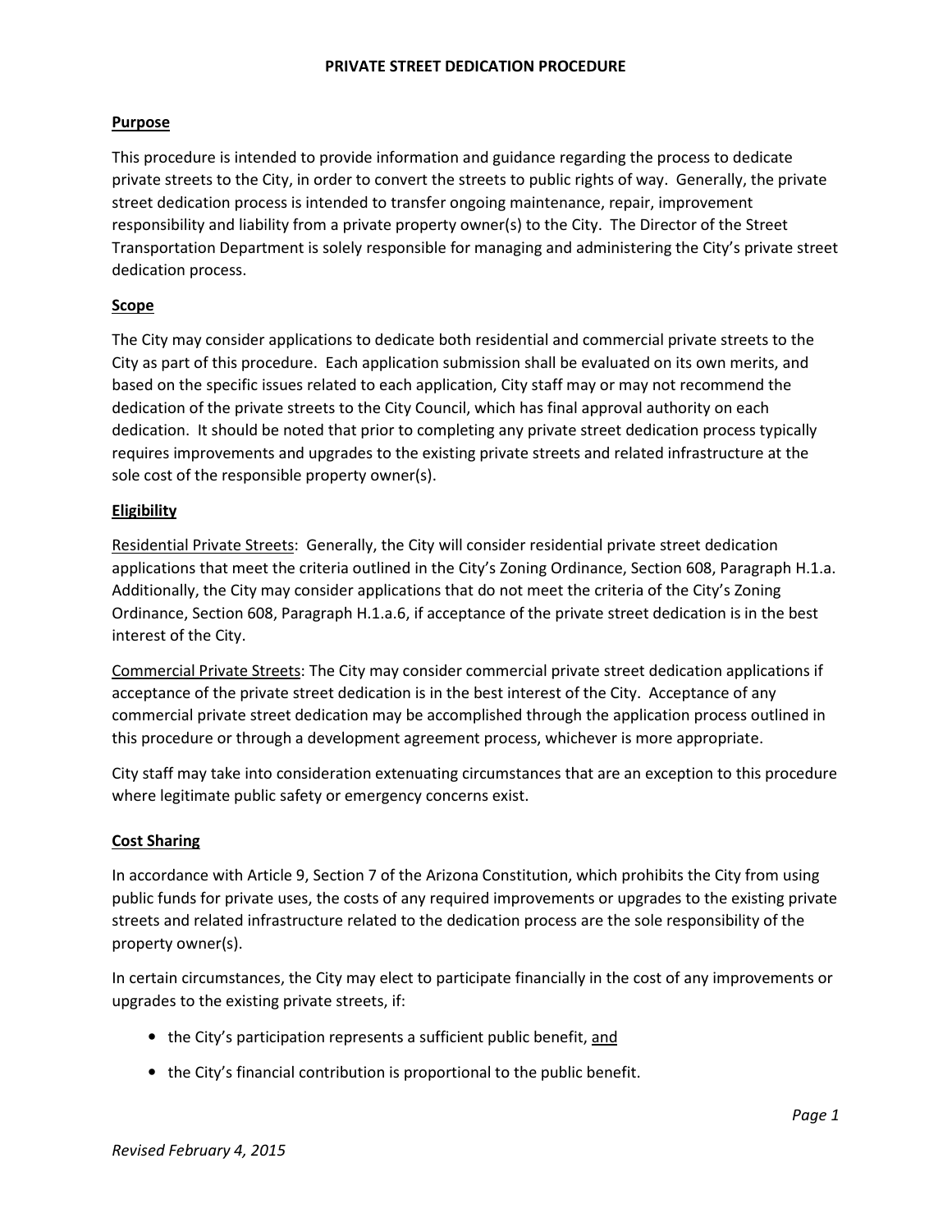# PRIVATE STREET DEDICATION PROCEDURE

## Purpose

This procedure is intended to provide information and guidance regarding the process to dedicate private streets to the City, in order to convert the streets to public rights of way. Generally, the private street dedication process is intended to transfer ongoing maintenance, repair, improvement responsibility and liability from a private property owner(s) to the City. The Director of the Street Transportation Department is solely responsible for managing and administering the City's private street dedication process.

## Scope

The City may consider applications to dedicate both residential and commercial private streets to the City as part of this procedure. Each application submission shall be evaluated on its own merits, and based on the specific issues related to each application, City staff may or may not recommend the dedication of the private streets to the City Council, which has final approval authority on each dedication. It should be noted that prior to completing any private street dedication process typically requires improvements and upgrades to the existing private streets and related infrastructure at the sole cost of the responsible property owner(s).

## Eligibility

Residential Private Streets: Generally, the City will consider residential private street dedication applications that meet the criteria outlined in the City's Zoning Ordinance, Section 608, Paragraph H.1.a. Additionally, the City may consider applications that do not meet the criteria of the City's Zoning Ordinance, Section 608, Paragraph H.1.a.6, if acceptance of the private street dedication is in the best interest of the City.

Commercial Private Streets: The City may consider commercial private street dedication applications if acceptance of the private street dedication is in the best interest of the City. Acceptance of any commercial private street dedication may be accomplished through the application process outlined in this procedure or through a development agreement process, whichever is more appropriate.

City staff may take into consideration extenuating circumstances that are an exception to this procedure where legitimate public safety or emergency concerns exist.

## Cost Sharing

In accordance with Article 9, Section 7 of the Arizona Constitution, which prohibits the City from using public funds for private uses, the costs of any required improvements or upgrades to the existing private streets and related infrastructure related to the dedication process are the sole responsibility of the property owner(s).

In certain circumstances, the City may elect to participate financially in the cost of any improvements or upgrades to the existing private streets, if:

- the City's participation represents a sufficient public benefit, and
- the City's financial contribution is proportional to the public benefit.

*Revised February 4, 2015*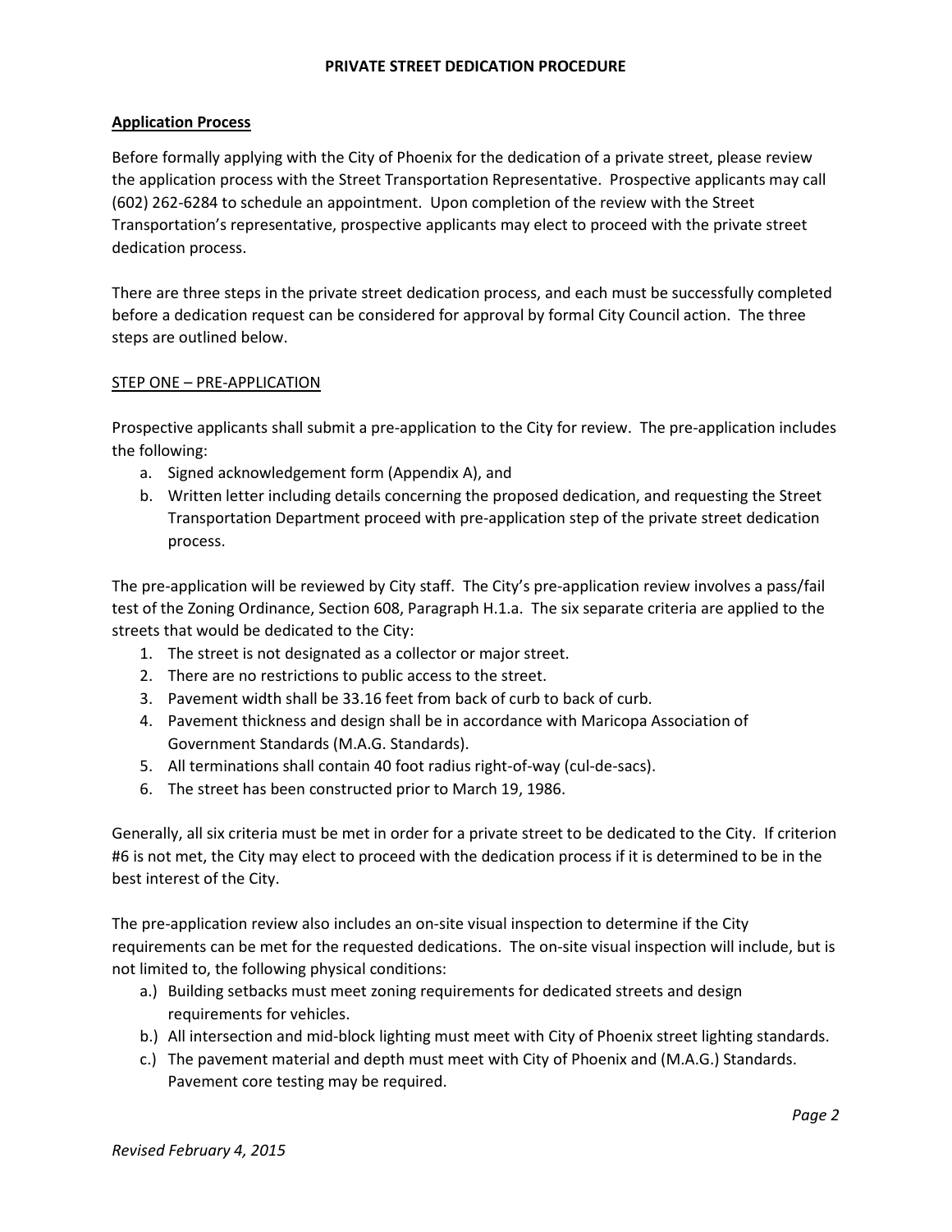## PRIVATE STREET DEDICATION PROCEDURE

### Application Process

Before formally applying with the City of Phoenix for the dedication of a private street, please review the application process with the Street Transportation Representative. Prospective applicants may call (602) 262-6284 to schedule an appointment. Upon completion of the review with the Street Transportation's representative, prospective applicants may elect to proceed with the private street dedication process.

There are three steps in the private street dedication process, and each must be successfully completed before a dedication request can be considered for approval by formal City Council action. The three steps are outlined below.

#### STEP ONE – PRE-APPLICATION

Prospective applicants shall submit a pre-application to the City for review. The pre-application includes the following:

a. Signed acknowledgement form (Appendix A), and
b. Written letter including details concerning the proposed dedication, and requesting the Street Transportation Department proceed with pre-application step of the private street dedication process.

The pre-application will be reviewed by City staff. The City's pre-application review involves a pass/fail test of the Zoning Ordinance, Section 608, Paragraph H.1.a. The six separate criteria are applied to the streets that would be dedicated to the City:

1. The street is not designated as a collector or major street.
2. There are no restrictions to public access to the street.
3. Pavement width shall be 33.16 feet from back of curb to back of curb.
4. Pavement thickness and design shall be in accordance with Maricopa Association of Government Standards (M.A.G. Standards).
5. All terminations shall contain 40 foot radius right-of-way (cul-de-sacs).
6. The street has been constructed prior to March 19, 1986.

Generally, all six criteria must be met in order for a private street to be dedicated to the City. If criterion #6 is not met, the City may elect to proceed with the dedication process if it is determined to be in the best interest of the City.

The pre-application review also includes an on-site visual inspection to determine if the City requirements can be met for the requested dedications. The on-site visual inspection will include, but is not limited to, the following physical conditions:

a.) Building setbacks must meet zoning requirements for dedicated streets and design requirements for vehicles.
b.) All intersection and mid-block lighting must meet with City of Phoenix street lighting standards.
c.) The pavement material and depth must meet with City of Phoenix and (M.A.G.) Standards. Pavement core testing may be required.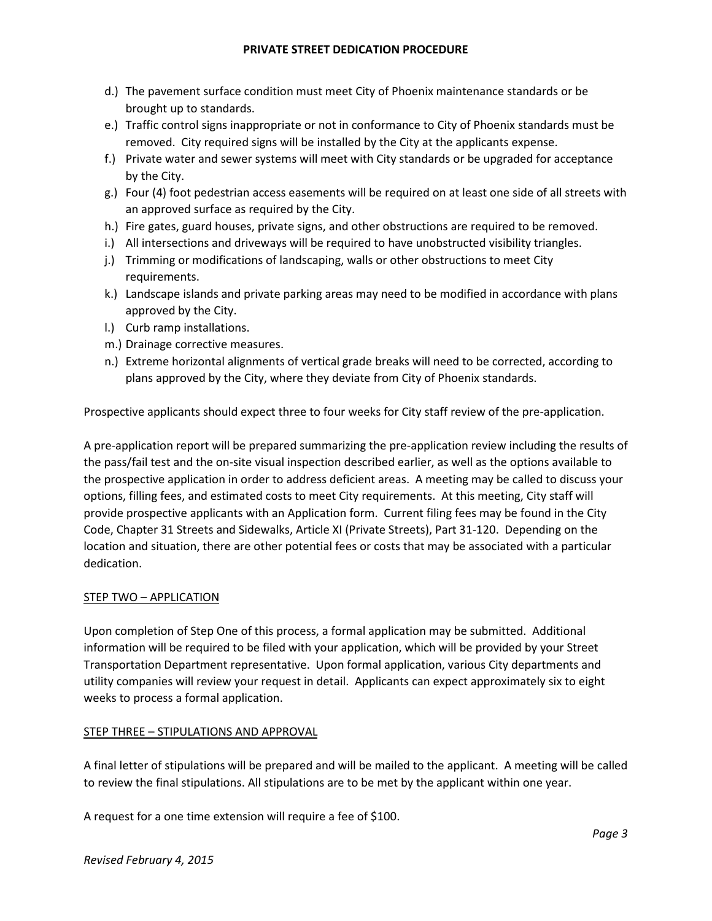d.) The pavement surface condition must meet City of Phoenix maintenance standards or be brought up to standards.

e.) Traffic control signs inappropriate or not in conformance to City of Phoenix standards must be removed. City required signs will be installed by the City at the applicants expense.

f.) Private water and sewer systems will meet with City standards or be upgraded for acceptance by the City.

g.) Four (4) foot pedestrian access easements will be required on at least one side of all streets with an approved surface as required by the City.

h.) Fire gates, guard houses, private signs, and other obstructions are required to be removed.

i.) All intersections and driveways will be required to have unobstructed visibility triangles.

j.) Trimming or modifications of landscaping, walls or other obstructions to meet City requirements.

k.) Landscape islands and private parking areas may need to be modified in accordance with plans approved by the City.

l.) Curb ramp installations.

m.) Drainage corrective measures.

n.) Extreme horizontal alignments of vertical grade breaks will need to be corrected, according to plans approved by the City, where they deviate from City of Phoenix standards.

Prospective applicants should expect three to four weeks for City staff review of the pre-application.

A pre-application report will be prepared summarizing the pre-application review including the results of the pass/fail test and the on-site visual inspection described earlier, as well as the options available to the prospective application in order to address deficient areas. A meeting may be called to discuss your options, filling fees, and estimated costs to meet City requirements. At this meeting, City staff will provide prospective applicants with an Application form. Current filing fees may be found in the City Code, Chapter 31 Streets and Sidewalks, Article XI (Private Streets), Part 31-120. Depending on the location and situation, there are other potential fees or costs that may be associated with a particular dedication.

<u>STEP TWO – APPLICATION</u>

Upon completion of Step One of this process, a formal application may be submitted. Additional information will be required to be filed with your application, which will be provided by your Street Transportation Department representative. Upon formal application, various City departments and utility companies will review your request in detail. Applicants can expect approximately six to eight weeks to process a formal application.

<u>STEP THREE – STIPULATIONS AND APPROVAL</u>

A final letter of stipulations will be prepared and will be mailed to the applicant. A meeting will be called to review the final stipulations. All stipulations are to be met by the applicant within one year.

A request for a one time extension will require a fee of $100.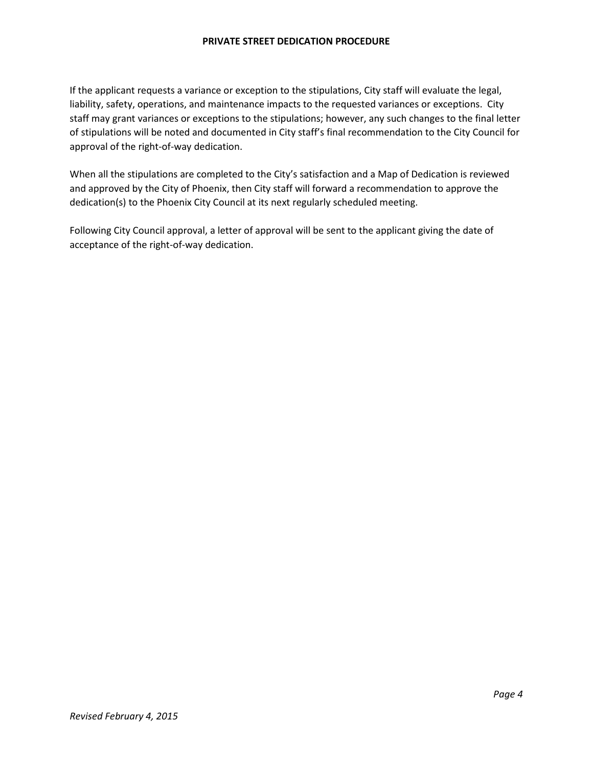If the applicant requests a variance or exception to the stipulations, City staff will evaluate the legal, liability, safety, operations, and maintenance impacts to the requested variances or exceptions. City staff may grant variances or exceptions to the stipulations; however, any such changes to the final letter of stipulations will be noted and documented in City staff's final recommendation to the City Council for approval of the right-of-way dedication.

When all the stipulations are completed to the City's satisfaction and a Map of Dedication is reviewed and approved by the City of Phoenix, then City staff will forward a recommendation to approve the dedication(s) to the Phoenix City Council at its next regularly scheduled meeting.

Following City Council approval, a letter of approval will be sent to the applicant giving the date of acceptance of the right-of-way dedication.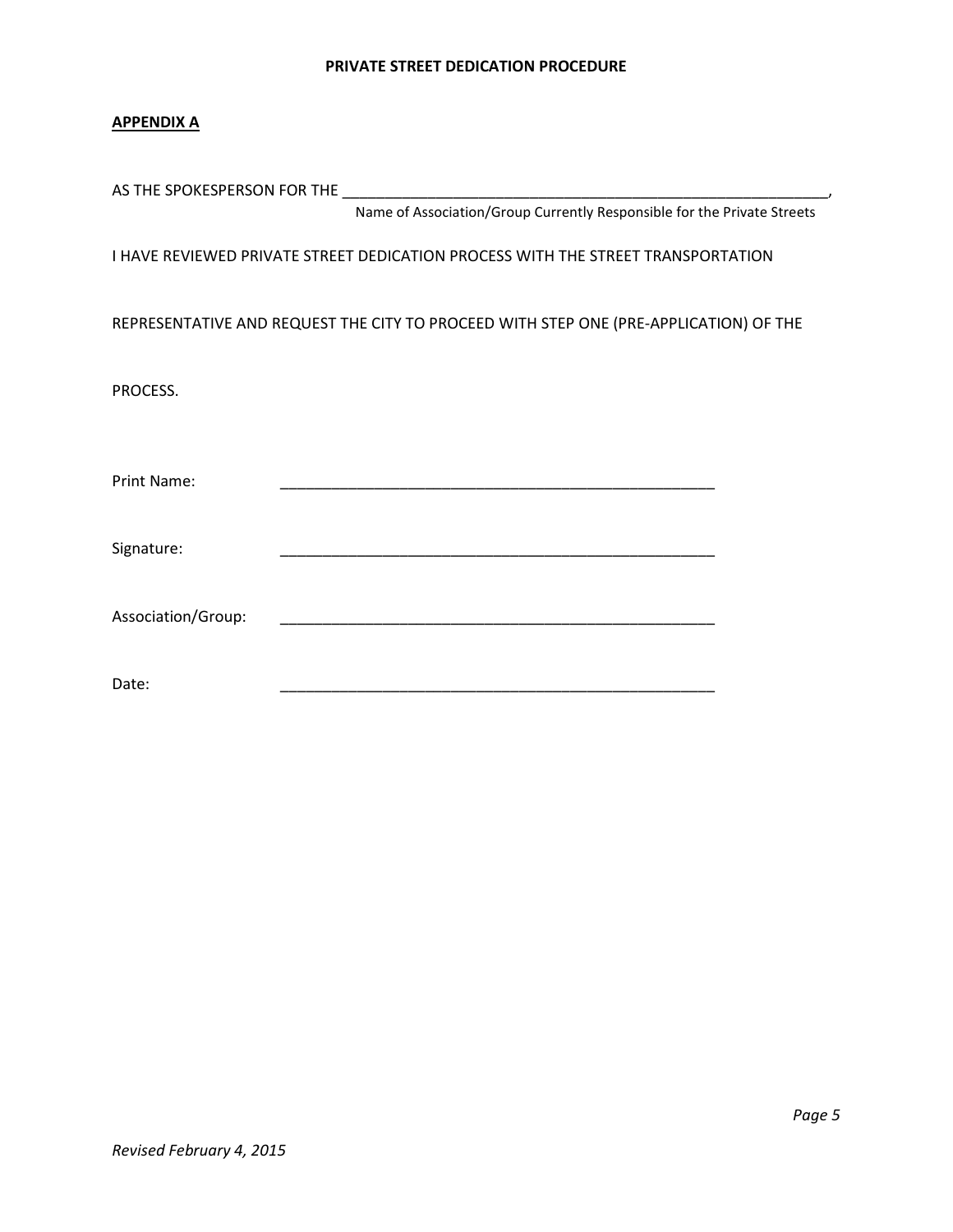## APPENDIX A

AS THE SPOKESPERSON FOR THE ______________________________________________________________,
Name of Association/Group Currently Responsible for the Private Streets

I HAVE REVIEWED PRIVATE STREET DEDICATION PROCESS WITH THE STREET TRANSPORTATION

REPRESENTATIVE AND REQUEST THE CITY TO PROCEED WITH STEP ONE (PRE-APPLICATION) OF THE

PROCESS.

Print Name: ______________________________________________________

Signature: ______________________________________________________

Association/Group: ______________________________________________________

Date: ______________________________________________________

*Revised February 4, 2015*